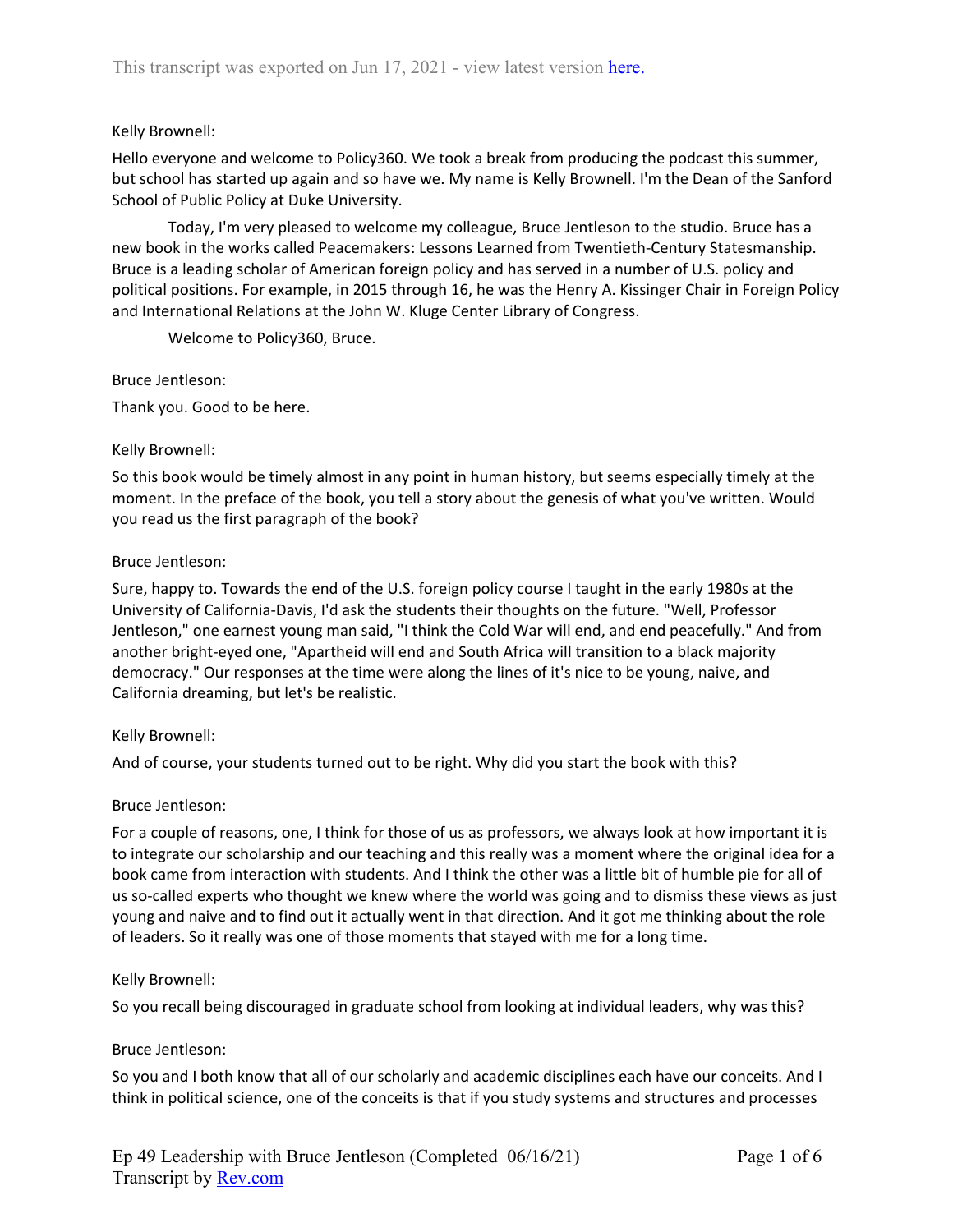Kelly Brownell:

Hello everyone and welcome to Policy360. We took a break from producing the podcast this summer, but school has started up again and so have we. My name is Kelly Brownell. I'm the Dean of the Sanford School of Public Policy at Duke University.

Today, I'm very pleased to welcome my colleague, Bruce Jentleson to the studio. Bruce has a new book in the works called Peacemakers: Lessons Learned from Twentieth-Century Statesmanship. Bruce is a leading scholar of American foreign policy and has served in a number of U.S. policy and political positions. For example, in 2015 through 16, he was the Henry A. Kissinger Chair in Foreign Policy and International Relations at the John W. Kluge Center Library of Congress.

Welcome to Policy360, Bruce.

Bruce Jentleson:

Thank you. Good to be here.

Kelly Brownell:

So this book would be timely almost in any point in human history, but seems especially timely at the moment. In the preface of the book, you tell a story about the genesis of what you've written. Would you read us the first paragraph of the book?

Bruce Jentleson:

Sure, happy to. Towards the end of the U.S. foreign policy course I taught in the early 1980s at the University of California-Davis, I'd ask the students their thoughts on the future. "Well, Professor Jentleson," one earnest young man said, "I think the Cold War will end, and end peacefully." And from another bright-eyed one, "Apartheid will end and South Africa will transition to a black majority democracy." Our responses at the time were along the lines of it's nice to be young, naive, and California dreaming, but let's be realistic.

Kelly Brownell:

And of course, your students turned out to be right. Why did you start the book with this?

Bruce Jentleson:

For a couple of reasons, one, I think for those of us as professors, we always look at how important it is to integrate our scholarship and our teaching and this really was a moment where the original idea for a book came from interaction with students. And I think the other was a little bit of humble pie for all of us so-called experts who thought we knew where the world was going and to dismiss these views as just young and naive and to find out it actually went in that direction. And it got me thinking about the role of leaders. So it really was one of those moments that stayed with me for a long time.

Kelly Brownell:

So you recall being discouraged in graduate school from looking at individual leaders, why was this?

Bruce Jentleson:

So you and I both know that all of our scholarly and academic disciplines each have our conceits. And I think in political science, one of the conceits is that if you study systems and structures and processes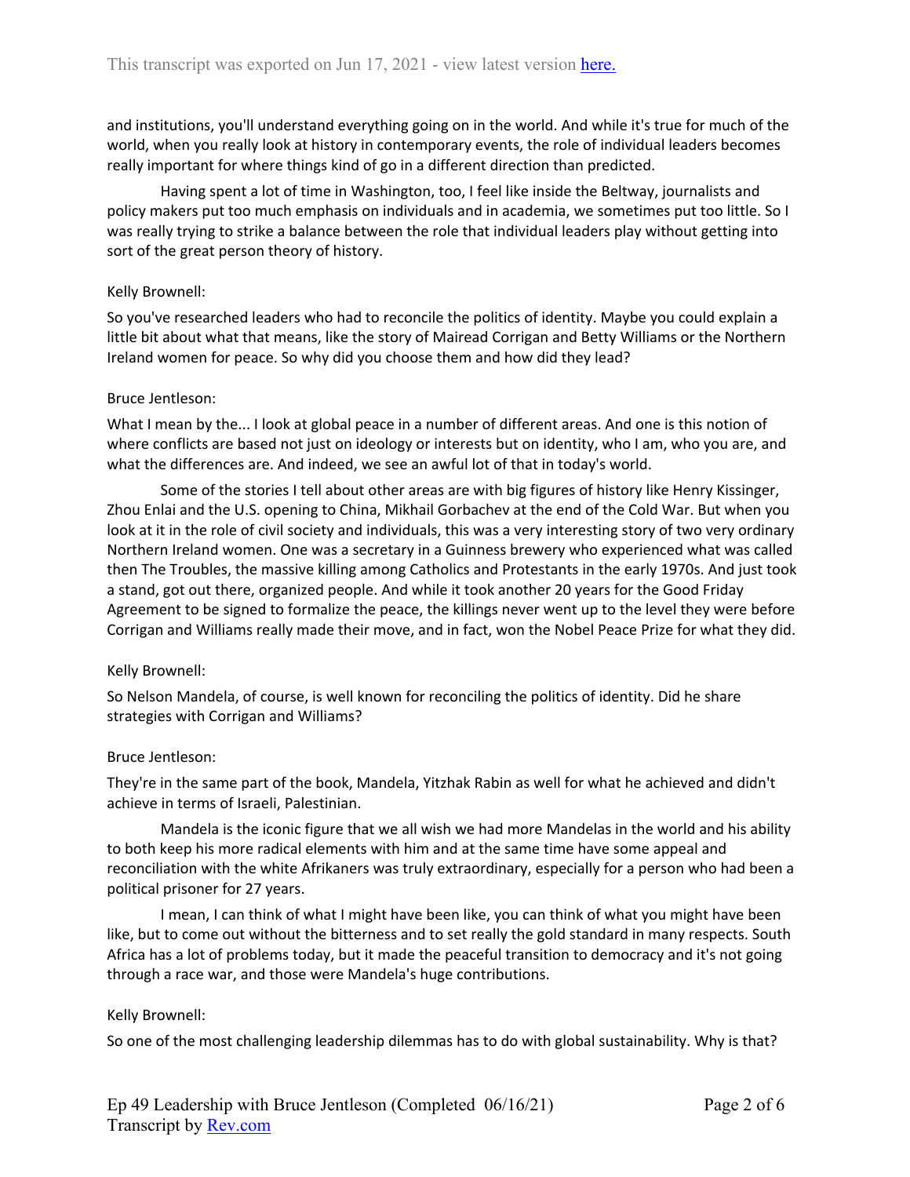and institutions, you'll understand everything going on in the world. And while it's true for much of the world, when you really look at history in contemporary events, the role of individual leaders becomes really important for where things kind of go in a different direction than predicted.

Having spent a lot of time in Washington, too, I feel like inside the Beltway, journalists and policy makers put too much emphasis on individuals and in academia, we sometimes put too little. So I was really trying to strike a balance between the role that individual leaders play without getting into sort of the great person theory of history.

Kelly Brownell:

So you've researched leaders who had to reconcile the politics of identity. Maybe you could explain a little bit about what that means, like the story of Mairead Corrigan and Betty Williams or the Northern Ireland women for peace. So why did you choose them and how did they lead?

Bruce Jentleson:

What I mean by the... I look at global peace in a number of different areas. And one is this notion of where conflicts are based not just on ideology or interests but on identity, who I am, who you are, and what the differences are. And indeed, we see an awful lot of that in today's world.

Some of the stories I tell about other areas are with big figures of history like Henry Kissinger, Zhou Enlai and the U.S. opening to China, Mikhail Gorbachev at the end of the Cold War. But when you look at it in the role of civil society and individuals, this was a very interesting story of two very ordinary Northern Ireland women. One was a secretary in a Guinness brewery who experienced what was called then The Troubles, the massive killing among Catholics and Protestants in the early 1970s. And just took a stand, got out there, organized people. And while it took another 20 years for the Good Friday Agreement to be signed to formalize the peace, the killings never went up to the level they were before Corrigan and Williams really made their move, and in fact, won the Nobel Peace Prize for what they did.

Kelly Brownell:

So Nelson Mandela, of course, is well known for reconciling the politics of identity. Did he share strategies with Corrigan and Williams?

Bruce Jentleson:

They're in the same part of the book, Mandela, Yitzhak Rabin as well for what he achieved and didn't achieve in terms of Israeli, Palestinian.

Mandela is the iconic figure that we all wish we had more Mandelas in the world and his ability to both keep his more radical elements with him and at the same time have some appeal and reconciliation with the white Afrikaners was truly extraordinary, especially for a person who had been a political prisoner for 27 years.

I mean, I can think of what I might have been like, you can think of what you might have been like, but to come out without the bitterness and to set really the gold standard in many respects. South Africa has a lot of problems today, but it made the peaceful transition to democracy and it's not going through a race war, and those were Mandela's huge contributions.

Kelly Brownell:

So one of the most challenging leadership dilemmas has to do with global sustainability. Why is that?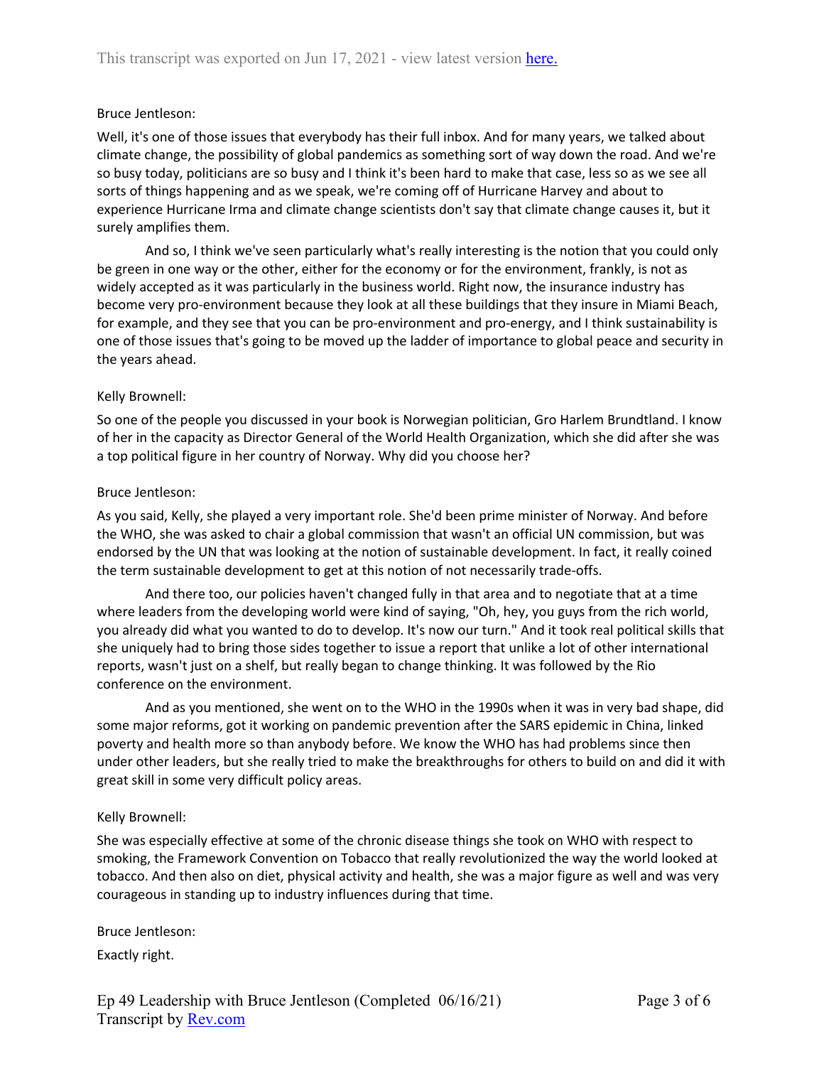Bruce Jentleson:

Well, it's one of those issues that everybody has their full inbox. And for many years, we talked about climate change, the possibility of global pandemics as something sort of way down the road. And we're so busy today, politicians are so busy and I think it's been hard to make that case, less so as we see all sorts of things happening and as we speak, we're coming off of Hurricane Harvey and about to experience Hurricane Irma and climate change scientists don't say that climate change causes it, but it surely amplifies them.

And so, I think we've seen particularly what's really interesting is the notion that you could only be green in one way or the other, either for the economy or for the environment, frankly, is not as widely accepted as it was particularly in the business world. Right now, the insurance industry has become very pro-environment because they look at all these buildings that they insure in Miami Beach, for example, and they see that you can be pro-environment and pro-energy, and I think sustainability is one of those issues that's going to be moved up the ladder of importance to global peace and security in the years ahead.

Kelly Brownell:

So one of the people you discussed in your book is Norwegian politician, Gro Harlem Brundtland. I know of her in the capacity as Director General of the World Health Organization, which she did after she was a top political figure in her country of Norway. Why did you choose her?

Bruce Jentleson:

As you said, Kelly, she played a very important role. She'd been prime minister of Norway. And before the WHO, she was asked to chair a global commission that wasn't an official UN commission, but was endorsed by the UN that was looking at the notion of sustainable development. In fact, it really coined the term sustainable development to get at this notion of not necessarily trade-offs.

And there too, our policies haven't changed fully in that area and to negotiate that at a time where leaders from the developing world were kind of saying, "Oh, hey, you guys from the rich world, you already did what you wanted to do to develop. It's now our turn." And it took real political skills that she uniquely had to bring those sides together to issue a report that unlike a lot of other international reports, wasn't just on a shelf, but really began to change thinking. It was followed by the Rio conference on the environment.

And as you mentioned, she went on to the WHO in the 1990s when it was in very bad shape, did some major reforms, got it working on pandemic prevention after the SARS epidemic in China, linked poverty and health more so than anybody before. We know the WHO has had problems since then under other leaders, but she really tried to make the breakthroughs for others to build on and did it with great skill in some very difficult policy areas.

Kelly Brownell:

She was especially effective at some of the chronic disease things she took on WHO with respect to smoking, the Framework Convention on Tobacco that really revolutionized the way the world looked at tobacco. And then also on diet, physical activity and health, she was a major figure as well and was very courageous in standing up to industry influences during that time.

Bruce Jentleson:

Exactly right.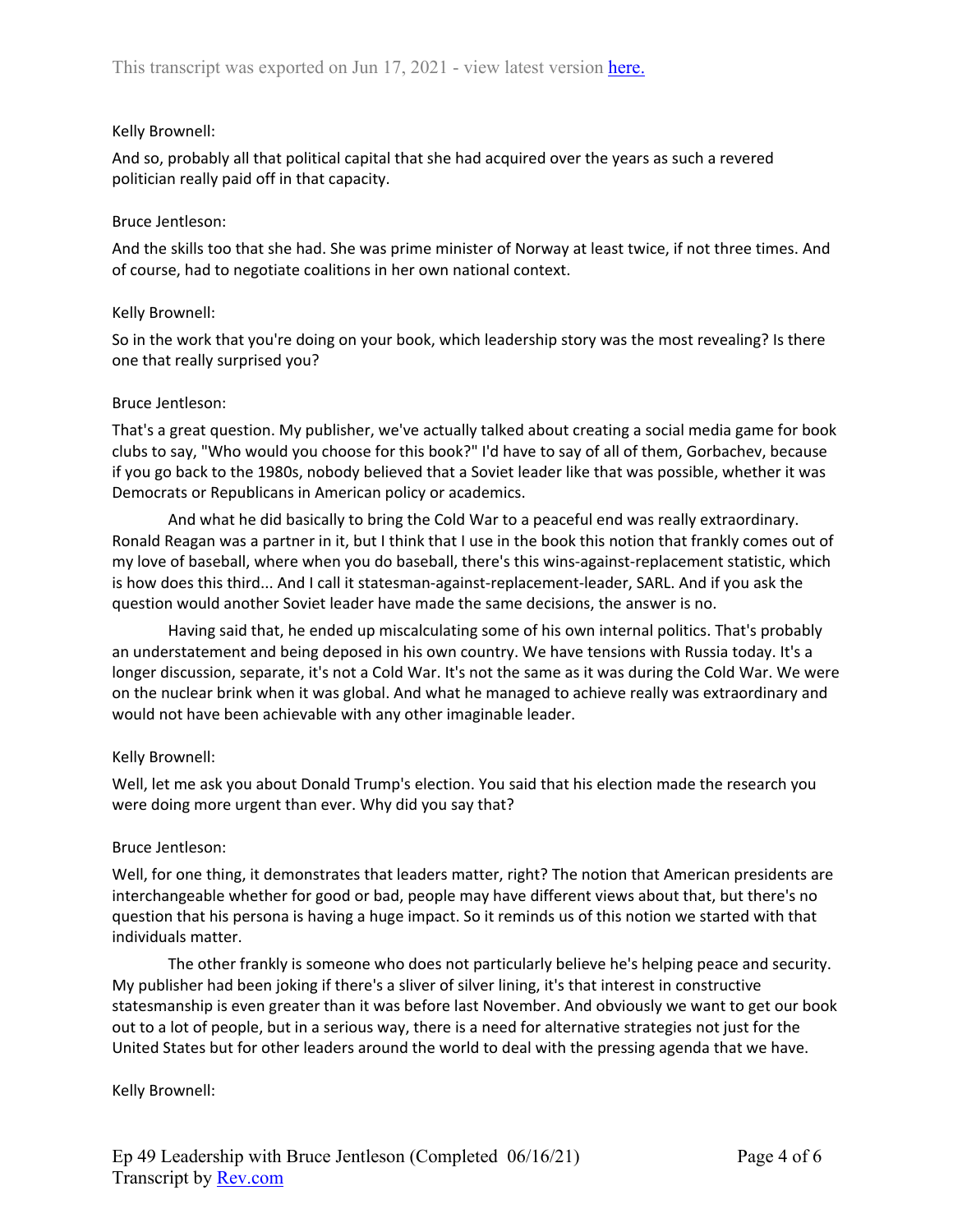Kelly Brownell:

And so, probably all that political capital that she had acquired over the years as such a revered politician really paid off in that capacity.

Bruce Jentleson:

And the skills too that she had. She was prime minister of Norway at least twice, if not three times. And of course, had to negotiate coalitions in her own national context.

Kelly Brownell:

So in the work that you're doing on your book, which leadership story was the most revealing? Is there one that really surprised you?

Bruce Jentleson:

That's a great question. My publisher, we've actually talked about creating a social media game for book clubs to say, "Who would you choose for this book?" I'd have to say of all of them, Gorbachev, because if you go back to the 1980s, nobody believed that a Soviet leader like that was possible, whether it was Democrats or Republicans in American policy or academics.

And what he did basically to bring the Cold War to a peaceful end was really extraordinary. Ronald Reagan was a partner in it, but I think that I use in the book this notion that frankly comes out of my love of baseball, where when you do baseball, there's this wins-against-replacement statistic, which is how does this third... And I call it statesman-against-replacement-leader, SARL. And if you ask the question would another Soviet leader have made the same decisions, the answer is no.

Having said that, he ended up miscalculating some of his own internal politics. That's probably an understatement and being deposed in his own country. We have tensions with Russia today. It's a longer discussion, separate, it's not a Cold War. It's not the same as it was during the Cold War. We were on the nuclear brink when it was global. And what he managed to achieve really was extraordinary and would not have been achievable with any other imaginable leader.

Kelly Brownell:

Well, let me ask you about Donald Trump's election. You said that his election made the research you were doing more urgent than ever. Why did you say that?

Bruce Jentleson:

Well, for one thing, it demonstrates that leaders matter, right? The notion that American presidents are interchangeable whether for good or bad, people may have different views about that, but there's no question that his persona is having a huge impact. So it reminds us of this notion we started with that individuals matter.

The other frankly is someone who does not particularly believe he's helping peace and security. My publisher had been joking if there's a sliver of silver lining, it's that interest in constructive statesmanship is even greater than it was before last November. And obviously we want to get our book out to a lot of people, but in a serious way, there is a need for alternative strategies not just for the United States but for other leaders around the world to deal with the pressing agenda that we have.

Kelly Brownell: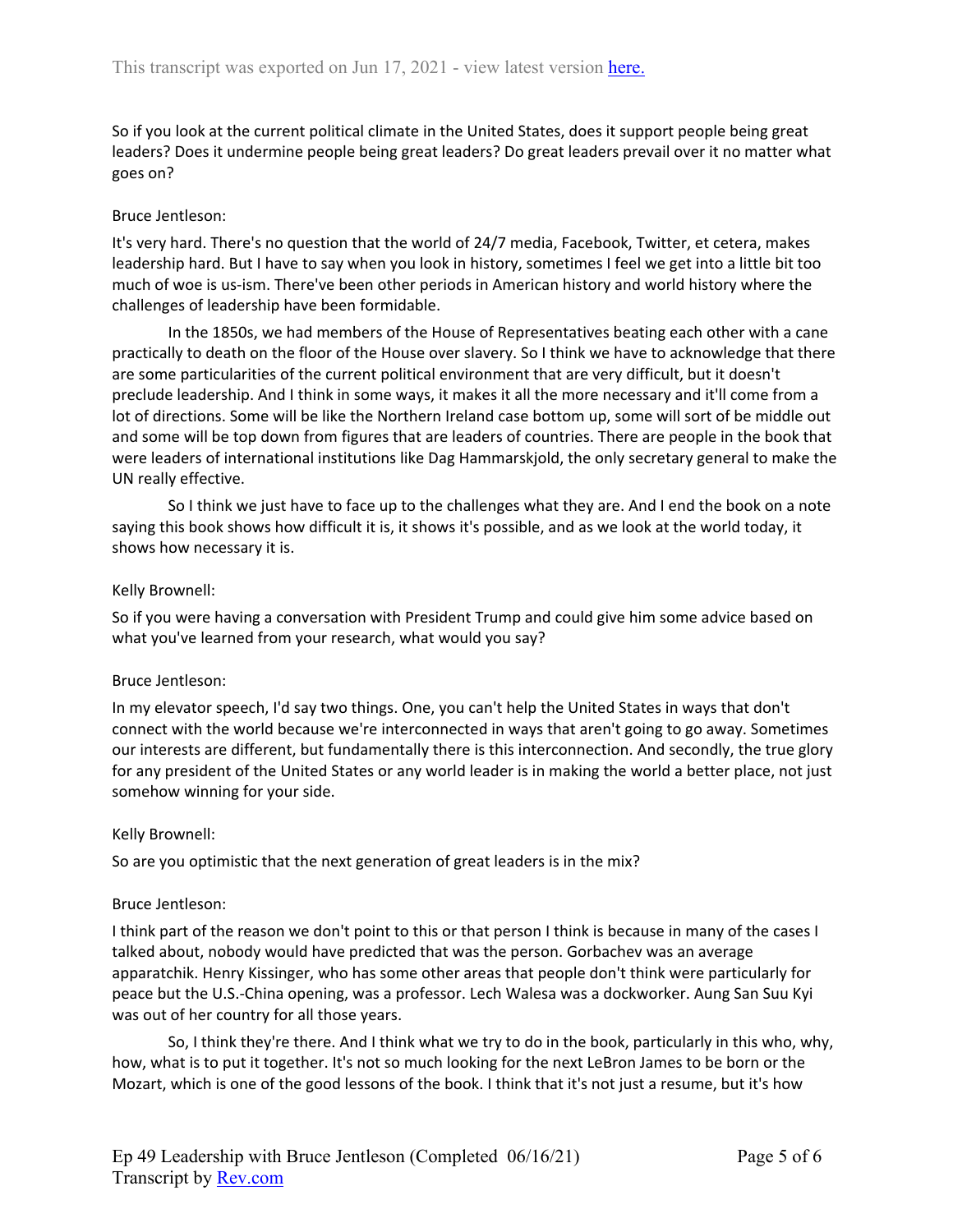So if you look at the current political climate in the United States, does it support people being great leaders? Does it undermine people being great leaders? Do great leaders prevail over it no matter what goes on?

Bruce Jentleson:

It's very hard. There's no question that the world of 24/7 media, Facebook, Twitter, et cetera, makes leadership hard. But I have to say when you look in history, sometimes I feel we get into a little bit too much of woe is us-ism. There've been other periods in American history and world history where the challenges of leadership have been formidable.

In the 1850s, we had members of the House of Representatives beating each other with a cane practically to death on the floor of the House over slavery. So I think we have to acknowledge that there are some particularities of the current political environment that are very difficult, but it doesn't preclude leadership. And I think in some ways, it makes it all the more necessary and it'll come from a lot of directions. Some will be like the Northern Ireland case bottom up, some will sort of be middle out and some will be top down from figures that are leaders of countries. There are people in the book that were leaders of international institutions like Dag Hammarskjold, the only secretary general to make the UN really effective.

So I think we just have to face up to the challenges what they are. And I end the book on a note saying this book shows how difficult it is, it shows it's possible, and as we look at the world today, it shows how necessary it is.

Kelly Brownell:

So if you were having a conversation with President Trump and could give him some advice based on what you've learned from your research, what would you say?

Bruce Jentleson:

In my elevator speech, I'd say two things. One, you can't help the United States in ways that don't connect with the world because we're interconnected in ways that aren't going to go away. Sometimes our interests are different, but fundamentally there is this interconnection. And secondly, the true glory for any president of the United States or any world leader is in making the world a better place, not just somehow winning for your side.

Kelly Brownell:

So are you optimistic that the next generation of great leaders is in the mix?

Bruce Jentleson:

I think part of the reason we don't point to this or that person I think is because in many of the cases I talked about, nobody would have predicted that was the person. Gorbachev was an average apparatchik. Henry Kissinger, who has some other areas that people don't think were particularly for peace but the U.S.-China opening, was a professor. Lech Walesa was a dockworker. Aung San Suu Kyi was out of her country for all those years.

So, I think they're there. And I think what we try to do in the book, particularly in this who, why, how, what is to put it together. It's not so much looking for the next LeBron James to be born or the Mozart, which is one of the good lessons of the book. I think that it's not just a resume, but it's how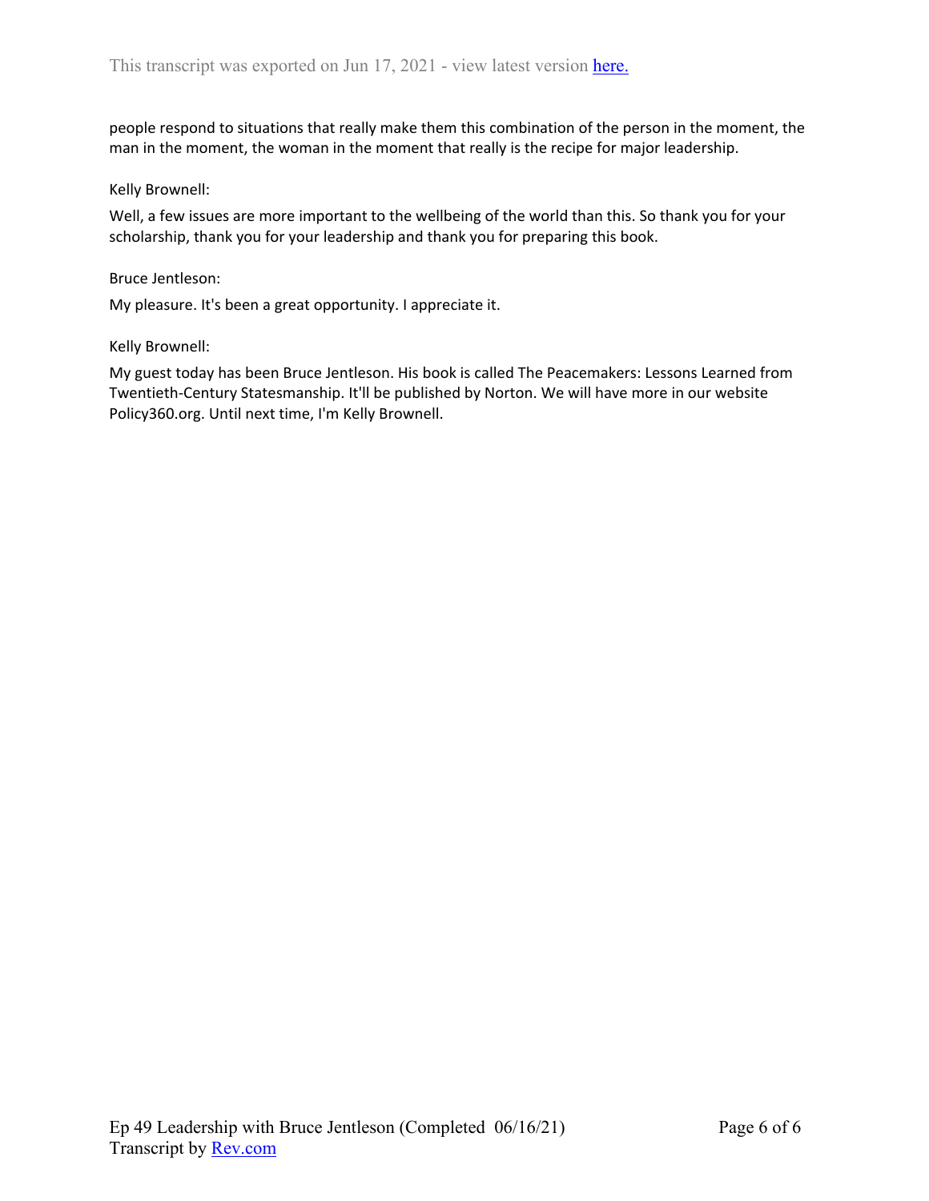people respond to situations that really make them this combination of the person in the moment, the man in the moment, the woman in the moment that really is the recipe for major leadership.

Kelly Brownell:

Well, a few issues are more important to the wellbeing of the world than this. So thank you for your scholarship, thank you for your leadership and thank you for preparing this book.

Bruce Jentleson:

My pleasure. It's been a great opportunity. I appreciate it.

Kelly Brownell:

My guest today has been Bruce Jentleson. His book is called The Peacemakers: Lessons Learned from Twentieth-Century Statesmanship. It'll be published by Norton. We will have more in our website Policy360.org. Until next time, I'm Kelly Brownell.